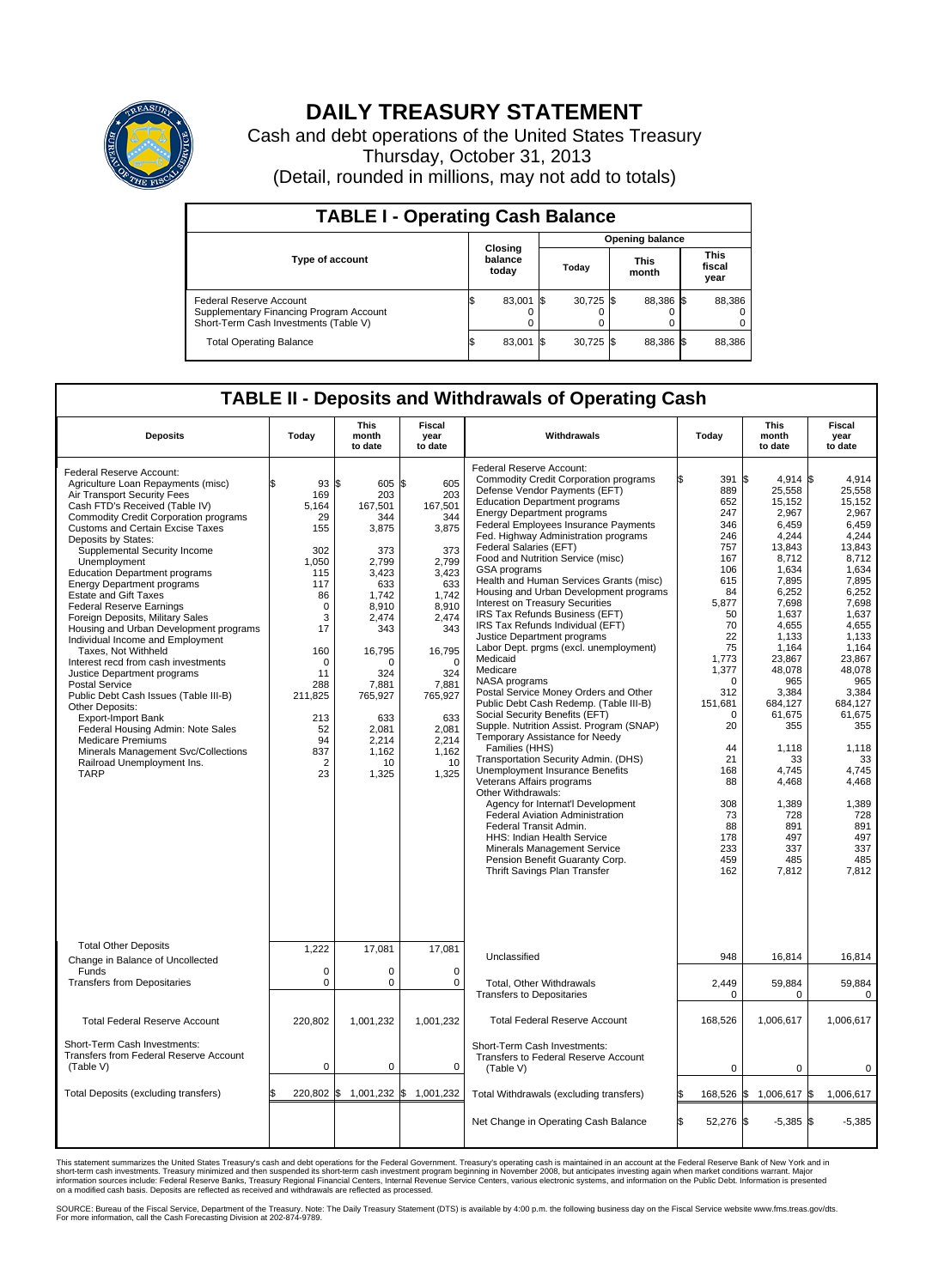# DAILY TREASURY STATEMENT

Cash and debt operations of the United States Treasury

Thursday, October 31, 2013

(Detail, rounded in millions, may not add to totals)

## TABLE I - Operating Cash Balance

| Type of account | Closing balance today | Opening balance Today | Opening balance This month | Opening balance This fiscal year |
|---|---|---|---|---|
| Federal Reserve Account | $ 83,001 | $ 30,725 | $ 88,386 | $ 88,386 |
| Supplementary Financing Program Account | 0 | 0 | 0 | 0 |
| Short-Term Cash Investments (Table V) | 0 | 0 | 0 | 0 |
| Total Operating Balance | $ 83,001 | $ 30,725 | $ 88,386 | $ 88,386 |

## TABLE II - Deposits and Withdrawals of Operating Cash

| Deposits | Today | This month to date | Fiscal year to date |
|---|---|---|---|
| Federal Reserve Account: | | | |
| Agriculture Loan Repayments (misc) | $ 93 | $ 605 | $ 605 |
| Air Transport Security Fees | 169 | 203 | 203 |
| Cash FTD's Received (Table IV) | 5,164 | 167,501 | 167,501 |
| Commodity Credit Corporation programs | 29 | 344 | 344 |
| Customs and Certain Excise Taxes | 155 | 3,875 | 3,875 |
| Deposits by States: | | | |
| Supplemental Security Income | 302 | 373 | 373 |
| Unemployment | 1,050 | 2,799 | 2,799 |
| Education Department programs | 115 | 3,423 | 3,423 |
| Energy Department programs | 117 | 633 | 633 |
| Estate and Gift Taxes | 86 | 1,742 | 1,742 |
| Federal Reserve Earnings | 0 | 8,910 | 8,910 |
| Foreign Deposits, Military Sales | 3 | 2,474 | 2,474 |
| Housing and Urban Development programs | 17 | 343 | 343 |
| Individual Income and Employment Taxes, Not Withheld | 160 | 16,795 | 16,795 |
| Interest recd from cash investments | 0 | 0 | 0 |
| Justice Department programs | 11 | 324 | 324 |
| Postal Service | 288 | 7,881 | 7,881 |
| Public Debt Cash Issues (Table III-B) | 211,825 | 765,927 | 765,927 |
| Other Deposits: | | | |
| Export-Import Bank | 213 | 633 | 633 |
| Federal Housing Admin: Note Sales | 52 | 2,081 | 2,081 |
| Medicare Premiums | 94 | 2,214 | 2,214 |
| Minerals Management Svc/Collections | 837 | 1,162 | 1,162 |
| Railroad Unemployment Ins. | 2 | 10 | 10 |
| TARP | 23 | 1,325 | 1,325 |
| Total Other Deposits | 1,222 | 17,081 | 17,081 |
| Change in Balance of Uncollected Funds | 0 | 0 | 0 |
| Transfers from Depositaries | 0 | 0 | 0 |
| Total Federal Reserve Account | 220,802 | 1,001,232 | 1,001,232 |
| Short-Term Cash Investments: Transfers from Federal Reserve Account (Table V) | 0 | 0 | 0 |
| Total Deposits (excluding transfers) | $ 220,802 | $ 1,001,232 | $ 1,001,232 |

| Withdrawals | Today | This month to date | Fiscal year to date |
|---|---|---|---|
| Federal Reserve Account: | | | |
| Commodity Credit Corporation programs | $ 391 | $ 4,914 | $ 4,914 |
| Defense Vendor Payments (EFT) | 889 | 25,558 | 25,558 |
| Education Department programs | 652 | 15,152 | 15,152 |
| Energy Department programs | 247 | 2,967 | 2,967 |
| Federal Employees Insurance Payments | 346 | 6,459 | 6,459 |
| Fed. Highway Administration programs | 246 | 4,244 | 4,244 |
| Federal Salaries (EFT) | 757 | 13,843 | 13,843 |
| Food and Nutrition Service (misc) | 167 | 8,712 | 8,712 |
| GSA programs | 106 | 1,634 | 1,634 |
| Health and Human Services Grants (misc) | 615 | 7,895 | 7,895 |
| Housing and Urban Development programs | 84 | 6,252 | 6,252 |
| Interest on Treasury Securities | 5,877 | 7,698 | 7,698 |
| IRS Tax Refunds Business (EFT) | 50 | 1,637 | 1,637 |
| IRS Tax Refunds Individual (EFT) | 70 | 4,655 | 4,655 |
| Justice Department programs | 22 | 1,133 | 1,133 |
| Labor Dept. prgms (excl. unemployment) | 75 | 1,164 | 1,164 |
| Medicaid | 1,773 | 23,867 | 23,867 |
| Medicare | 1,377 | 48,078 | 48,078 |
| NASA programs | 0 | 965 | 965 |
| Postal Service Money Orders and Other | 312 | 3,384 | 3,384 |
| Public Debt Cash Redemp. (Table III-B) | 151,681 | 684,127 | 684,127 |
| Social Security Benefits (EFT) | 0 | 61,675 | 61,675 |
| Supple. Nutrition Assist. Program (SNAP) | 20 | 355 | 355 |
| Temporary Assistance for Needy Families (HHS) | 44 | 1,118 | 1,118 |
| Transportation Security Admin. (DHS) | 21 | 33 | 33 |
| Unemployment Insurance Benefits | 168 | 4,745 | 4,745 |
| Veterans Affairs programs | 88 | 4,468 | 4,468 |
| Other Withdrawals: | | | |
| Agency for Internat'l Development | 308 | 1,389 | 1,389 |
| Federal Aviation Administration | 73 | 728 | 728 |
| Federal Transit Admin. | 88 | 891 | 891 |
| HHS: Indian Health Service | 178 | 497 | 497 |
| Minerals Management Service | 233 | 337 | 337 |
| Pension Benefit Guaranty Corp. | 459 | 485 | 485 |
| Thrift Savings Plan Transfer | 162 | 7,812 | 7,812 |
| Unclassified | 948 | 16,814 | 16,814 |
| Total, Other Withdrawals | 2,449 | 59,884 | 59,884 |
| Transfers to Depositaries | 0 | 0 | 0 |
| Total Federal Reserve Account | 168,526 | 1,006,617 | 1,006,617 |
| Short-Term Cash Investments: Transfers to Federal Reserve Account (Table V) | 0 | 0 | 0 |
| Total Withdrawals (excluding transfers) | $ 168,526 | $ 1,006,617 | $ 1,006,617 |
| Net Change in Operating Cash Balance | $ 52,276 | $ -5,385 | $ -5,385 |

This statement summarizes the United States Treasury's cash and debt operations for the Federal Government. Treasury's operating cash is maintained in an account at the Federal Reserve Bank of New York and in short-term cash investments. Treasury minimized and then suspended its short-term cash investment program beginning in November 2008, but anticipates investing again when market conditions warrant. Major information sources include: Federal Reserve Banks, Treasury Regional Financial Centers, Internal Revenue Service Centers, various electronic systems, and information on the Public Debt. Information is presented on a modified cash basis. Deposits are reflected as received and withdrawals are reflected as processed.

SOURCE: Bureau of the Fiscal Service, Department of the Treasury. Note: The Daily Treasury Statement (DTS) is available by 4:00 p.m. the following business day on the Fiscal Service website www.fms.treas.gov/dts. For more information, call the Cash Forecasting Division at 202-874-9789.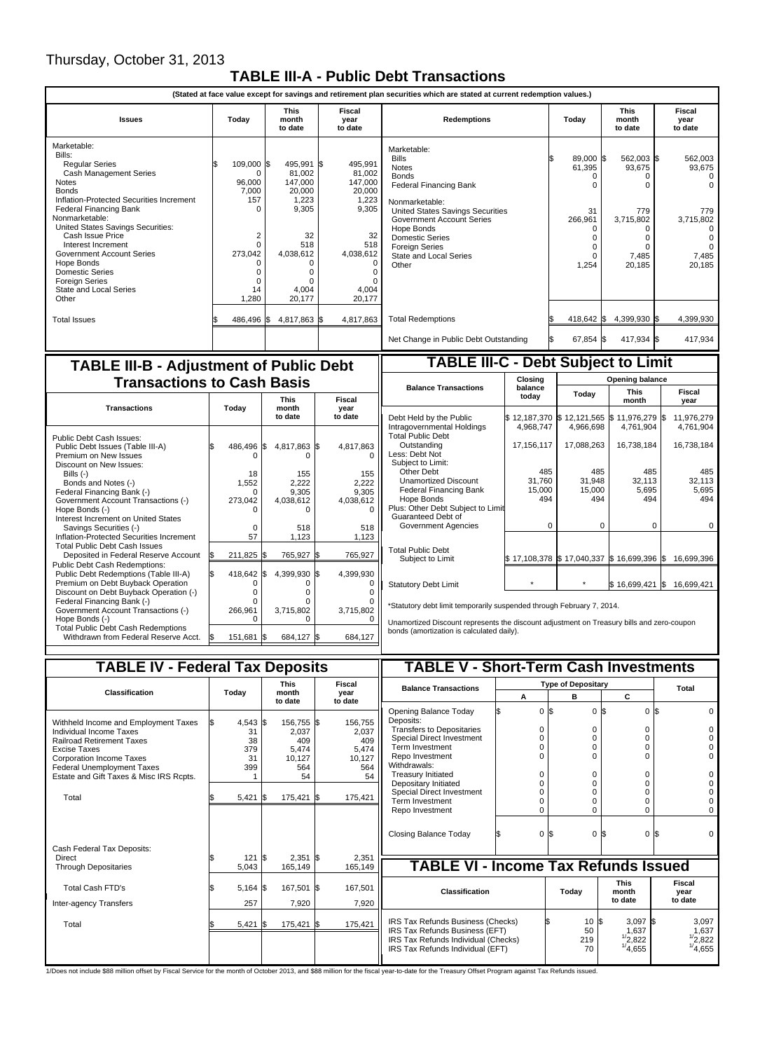Thursday, October 31, 2013

# TABLE III-A - Public Debt Transactions

(Stated at face value except for savings and retirement plan securities which are stated at current redemption values.)

| Issues | Today | This month to date | Fiscal year to date |
|---|---|---|---|
| Marketable: | | | |
| Bills: | | | |
| Regular Series | $ 109,000 | $ 495,991 | $ 495,991 |
| Cash Management Series | 0 | 81,002 | 81,002 |
| Notes | 96,000 | 147,000 | 147,000 |
| Bonds | 7,000 | 20,000 | 20,000 |
| Inflation-Protected Securities Increment | 157 | 1,223 | 1,223 |
| Federal Financing Bank | 0 | 9,305 | 9,305 |
| Nonmarketable: | | | |
| United States Savings Securities: | | | |
| Cash Issue Price | 2 | 32 | 32 |
| Interest Increment | 0 | 518 | 518 |
| Government Account Series | 273,042 | 4,038,612 | 4,038,612 |
| Hope Bonds | 0 | 0 | 0 |
| Domestic Series | 0 | 0 | 0 |
| Foreign Series | 0 | 0 | 0 |
| State and Local Series | 14 | 4,004 | 4,004 |
| Other | 1,280 | 20,177 | 20,177 |
| Total Issues | $ 486,496 | $ 4,817,863 | $ 4,817,863 |

| Redemptions | Today | This month to date | Fiscal year to date |
|---|---|---|---|
| Marketable: | | | |
| Bills | $ 89,000 | $ 562,003 | $ 562,003 |
| Notes | 61,395 | 93,675 | 93,675 |
| Bonds | 0 | 0 | 0 |
| Federal Financing Bank | 0 | 0 | 0 |
| Nonmarketable: | | | |
| United States Savings Securities | 31 | 779 | 779 |
| Government Account Series | 266,961 | 3,715,802 | 3,715,802 |
| Hope Bonds | 0 | 0 | 0 |
| Domestic Series | 0 | 0 | 0 |
| Foreign Series | 0 | 0 | 0 |
| State and Local Series | 0 | 7,485 | 7,485 |
| Other | 1,254 | 20,185 | 20,185 |
| Total Redemptions | $ 418,642 | $ 4,399,930 | $ 4,399,930 |
| Net Change in Public Debt Outstanding | $ 67,854 | $ 417,934 | $ 417,934 |

# TABLE III-B - Adjustment of Public Debt Transactions to Cash Basis

| Transactions | Today | This month to date | Fiscal year to date |
|---|---|---|---|
| Public Debt Cash Issues: | | | |
| Public Debt Issues (Table III-A) | $ 486,496 | $ 4,817,863 | $ 4,817,863 |
| Premium on New Issues | 0 | 0 | 0 |
| Discount on New Issues: | | | |
| Bills (-) | 18 | 155 | 155 |
| Bonds and Notes (-) | 1,552 | 2,222 | 2,222 |
| Federal Financing Bank (-) | 0 | 9,305 | 9,305 |
| Government Account Transactions (-) | 273,042 | 4,038,612 | 4,038,612 |
| Hope Bonds (-) | 0 | 0 | 0 |
| Interest Increment on United States Savings Securities (-) | 0 | 518 | 518 |
| Inflation-Protected Securities Increment | 57 | 1,123 | 1,123 |
| Total Public Debt Cash Issues Deposited in Federal Reserve Account | $ 211,825 | $ 765,927 | $ 765,927 |
| Public Debt Cash Redemptions: | | | |
| Public Debt Redemptions (Table III-A) | $ 418,642 | $ 4,399,930 | $ 4,399,930 |
| Premium on Debt Buyback Operation | 0 | 0 | 0 |
| Discount on Debt Buyback Operation (-) | 0 | 0 | 0 |
| Federal Financing Bank (-) | 0 | 0 | 0 |
| Government Account Transactions (-) | 266,961 | 3,715,802 | 3,715,802 |
| Hope Bonds (-) | 0 | 0 | 0 |
| Total Public Debt Cash Redemptions Withdrawn from Federal Reserve Acct. | $ 151,681 | $ 684,127 | $ 684,127 |

# TABLE III-C - Debt Subject to Limit

| Balance Transactions | Closing balance today | Opening balance Today | Opening balance This month | Opening balance Fiscal year |
|---|---|---|---|---|
| Debt Held by the Public | $ 12,187,370 | $ 12,121,565 | $ 11,976,279 | $ 11,976,279 |
| Intragovernmental Holdings | 4,968,747 | 4,966,698 | 4,761,904 | 4,761,904 |
| Total Public Debt Outstanding | 17,156,117 | 17,088,263 | 16,738,184 | 16,738,184 |
| Less: Debt Not Subject to Limit: | | | | |
| Other Debt | 485 | 485 | 485 | 485 |
| Unamortized Discount | 31,760 | 31,948 | 32,113 | 32,113 |
| Federal Financing Bank | 15,000 | 15,000 | 5,695 | 5,695 |
| Hope Bonds | 494 | 494 | 494 | 494 |
| Plus: Other Debt Subject to Limit | | | | |
| Guaranteed Debt of Government Agencies | 0 | 0 | 0 | 0 |
| Total Public Debt Subject to Limit | $ 17,108,378 | $ 17,040,337 | $ 16,699,396 | $ 16,699,396 |
| Statutory Debt Limit | * | * | $ 16,699,421 | $ 16,699,421 |

*Statutory debt limit temporarily suspended through February 7, 2014.

Unamortized Discount represents the discount adjustment on Treasury bills and zero-coupon bonds (amortization is calculated daily).

# TABLE IV - Federal Tax Deposits

| Classification | Today | This month to date | Fiscal year to date |
|---|---|---|---|
| Withheld Income and Employment Taxes | $ 4,543 | $ 156,755 | $ 156,755 |
| Individual Income Taxes | 31 | 2,037 | 2,037 |
| Railroad Retirement Taxes | 38 | 409 | 409 |
| Excise Taxes | 379 | 5,474 | 5,474 |
| Corporation Income Taxes | 31 | 10,127 | 10,127 |
| Federal Unemployment Taxes | 399 | 564 | 564 |
| Estate and Gift Taxes & Misc IRS Rcpts. | 1 | 54 | 54 |
| Total | $ 5,421 | $ 175,421 | $ 175,421 |
| Cash Federal Tax Deposits: | | | |
| Direct | $ 121 | $ 2,351 | $ 2,351 |
| Through Depositaries | 5,043 | 165,149 | 165,149 |
| Total Cash FTD's | $ 5,164 | $ 167,501 | $ 167,501 |
| Inter-agency Transfers | 257 | 7,920 | 7,920 |
| Total | $ 5,421 | $ 175,421 | $ 175,421 |

# TABLE V - Short-Term Cash Investments

| Balance Transactions | Type of Depositary A | B | C | Total |
|---|---|---|---|---|
| Opening Balance Today | $ 0 | $ 0 | $ 0 | $ 0 |
| Deposits: | | | | |
| Transfers to Depositaries | 0 | 0 | 0 | 0 |
| Special Direct Investment | 0 | 0 | 0 | 0 |
| Term Investment | 0 | 0 | 0 | 0 |
| Repo Investment | 0 | 0 | 0 | 0 |
| Withdrawals: | | | | |
| Treasury Initiated | 0 | 0 | 0 | 0 |
| Depositary Initiated | 0 | 0 | 0 | 0 |
| Special Direct Investment | 0 | 0 | 0 | 0 |
| Term Investment | 0 | 0 | 0 | 0 |
| Repo Investment | 0 | 0 | 0 | 0 |
| Closing Balance Today | $ 0 | $ 0 | $ 0 | $ 0 |

# TABLE VI - Income Tax Refunds Issued

| Classification | Today | This month to date | Fiscal year to date |
|---|---|---|---|
| IRS Tax Refunds Business (Checks) | $ 10 | $ 3,097 | $ 3,097 |
| IRS Tax Refunds Business (EFT) | 50 | 1,637 | 1,637 |
| IRS Tax Refunds Individual (Checks) | 219 | [1/] 2,822 | [1/] 2,822 |
| IRS Tax Refunds Individual (EFT) | 70 | [1/] 4,655 | [1/] 4,655 |

1/Does not include $88 million offset by Fiscal Service for the month of October 2013, and $88 million for the fiscal year-to-date for the Treasury Offset Program against Tax Refunds issued.